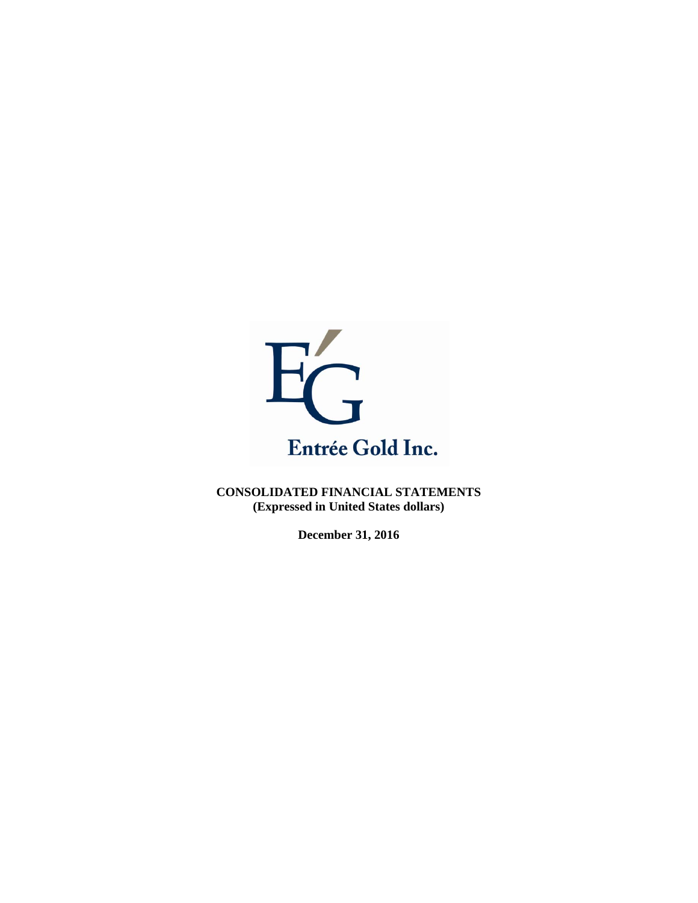Entrée Gold Inc.

**CONSOLIDATED FINANCIAL STATEMENTS**
**(Expressed in United States dollars)**

**December 31, 2016**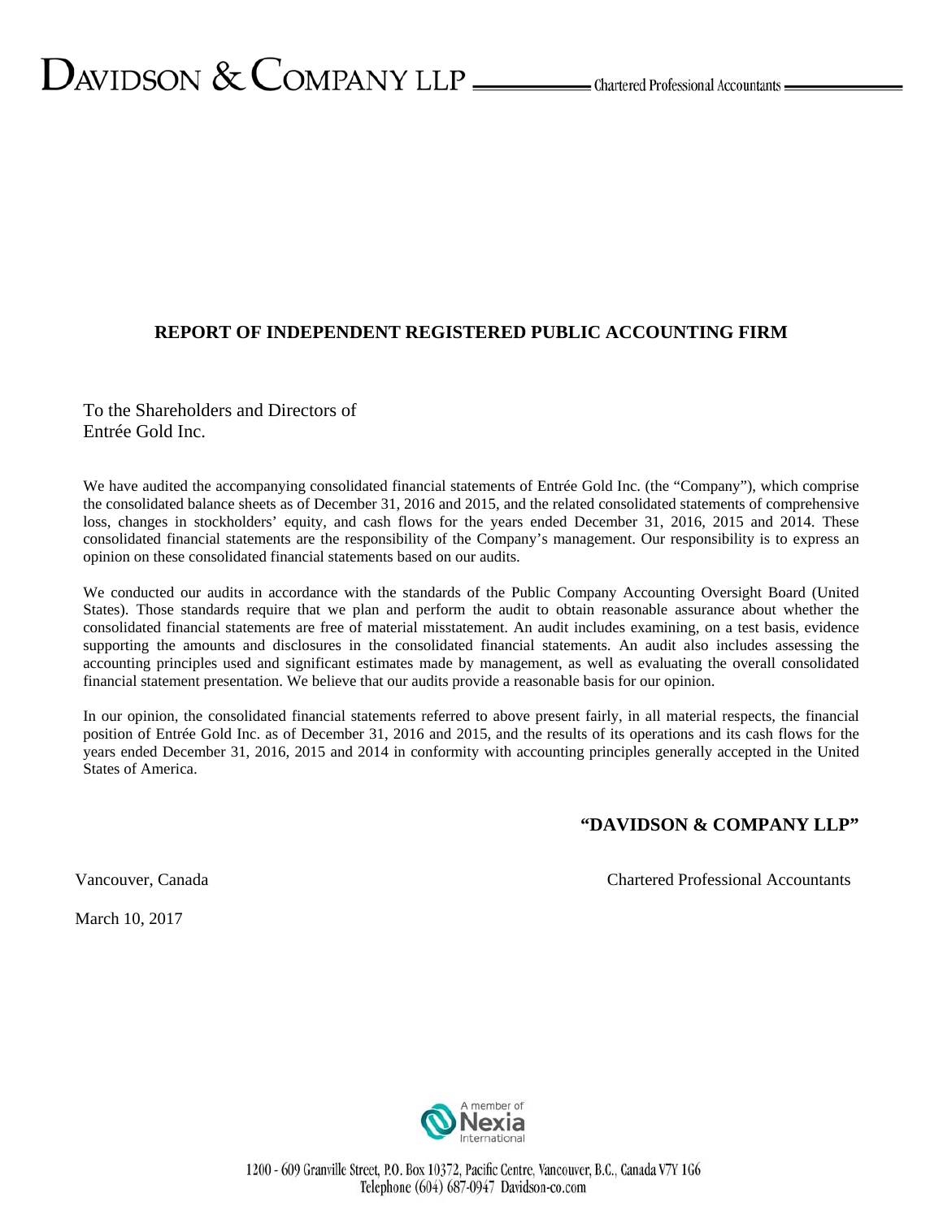# DAVIDSON & COMPANY LLP — Chartered Professional Accountants

## REPORT OF INDEPENDENT REGISTERED PUBLIC ACCOUNTING FIRM

To the Shareholders and Directors of
Entrée Gold Inc.

We have audited the accompanying consolidated financial statements of Entrée Gold Inc. (the "Company"), which comprise the consolidated balance sheets as of December 31, 2016 and 2015, and the related consolidated statements of comprehensive loss, changes in stockholders' equity, and cash flows for the years ended December 31, 2016, 2015 and 2014. These consolidated financial statements are the responsibility of the Company's management. Our responsibility is to express an opinion on these consolidated financial statements based on our audits.

We conducted our audits in accordance with the standards of the Public Company Accounting Oversight Board (United States). Those standards require that we plan and perform the audit to obtain reasonable assurance about whether the consolidated financial statements are free of material misstatement. An audit includes examining, on a test basis, evidence supporting the amounts and disclosures in the consolidated financial statements. An audit also includes assessing the accounting principles used and significant estimates made by management, as well as evaluating the overall consolidated financial statement presentation. We believe that our audits provide a reasonable basis for our opinion.

In our opinion, the consolidated financial statements referred to above present fairly, in all material respects, the financial position of Entrée Gold Inc. as of December 31, 2016 and 2015, and the results of its operations and its cash flows for the years ended December 31, 2016, 2015 and 2014 in conformity with accounting principles generally accepted in the United States of America.

**"DAVIDSON & COMPANY LLP"**

Vancouver, Canada — Chartered Professional Accountants

March 10, 2017

A member of Nexia International

1200 - 609 Granville Street, P.O. Box 10372, Pacific Centre, Vancouver, B.C., Canada V7Y 1G6
Telephone (604) 687-0947 Davidson-co.com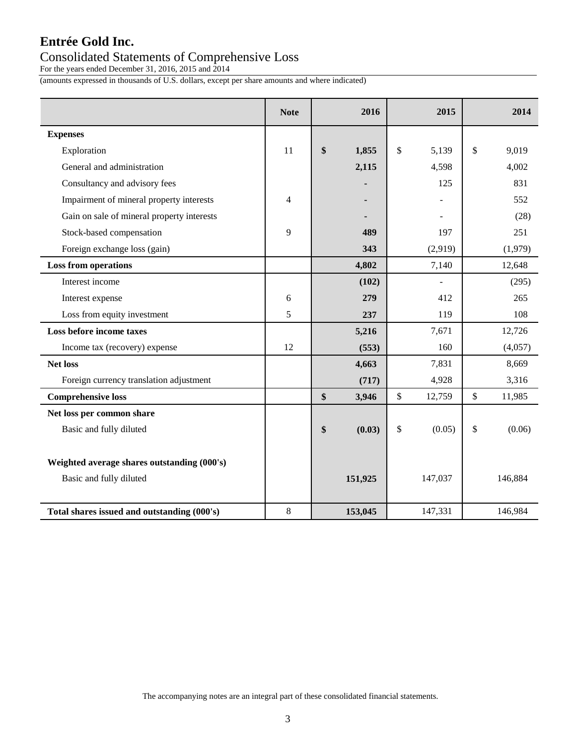# Entrée Gold Inc.

## Consolidated Statements of Comprehensive Loss

For the years ended December 31, 2016, 2015 and 2014

(amounts expressed in thousands of U.S. dollars, except per share amounts and where indicated)

| | Note | 2016 | 2015 | 2014 |
|---|---|---|---|---|
| **Expenses** | | | | |
| Exploration | 11 | **$ 1,855** | $ 5,139 | $ 9,019 |
| General and administration | | **2,115** | 4,598 | 4,002 |
| Consultancy and advisory fees | | **-** | 125 | 831 |
| Impairment of mineral property interests | 4 | **-** | - | 552 |
| Gain on sale of mineral property interests | | **-** | - | (28) |
| Stock-based compensation | 9 | **489** | 197 | 251 |
| Foreign exchange loss (gain) | | **343** | (2,919) | (1,979) |
| **Loss from operations** | | **4,802** | 7,140 | 12,648 |
| Interest income | | **(102)** | - | (295) |
| Interest expense | 6 | **279** | 412 | 265 |
| Loss from equity investment | 5 | **237** | 119 | 108 |
| **Loss before income taxes** | | **5,216** | 7,671 | 12,726 |
| Income tax (recovery) expense | 12 | **(553)** | 160 | (4,057) |
| **Net loss** | | **4,663** | 7,831 | 8,669 |
| Foreign currency translation adjustment | | **(717)** | 4,928 | 3,316 |
| **Comprehensive loss** | | **$ 3,946** | $ 12,759 | $ 11,985 |
| **Net loss per common share** | | | | |
| Basic and fully diluted | | **$ (0.03)** | $ (0.05) | $ (0.06) |
| **Weighted average shares outstanding (000's)** | | | | |
| Basic and fully diluted | | **151,925** | 147,037 | 146,884 |
| **Total shares issued and outstanding (000's)** | 8 | **153,045** | 147,331 | 146,984 |

The accompanying notes are an integral part of these consolidated financial statements.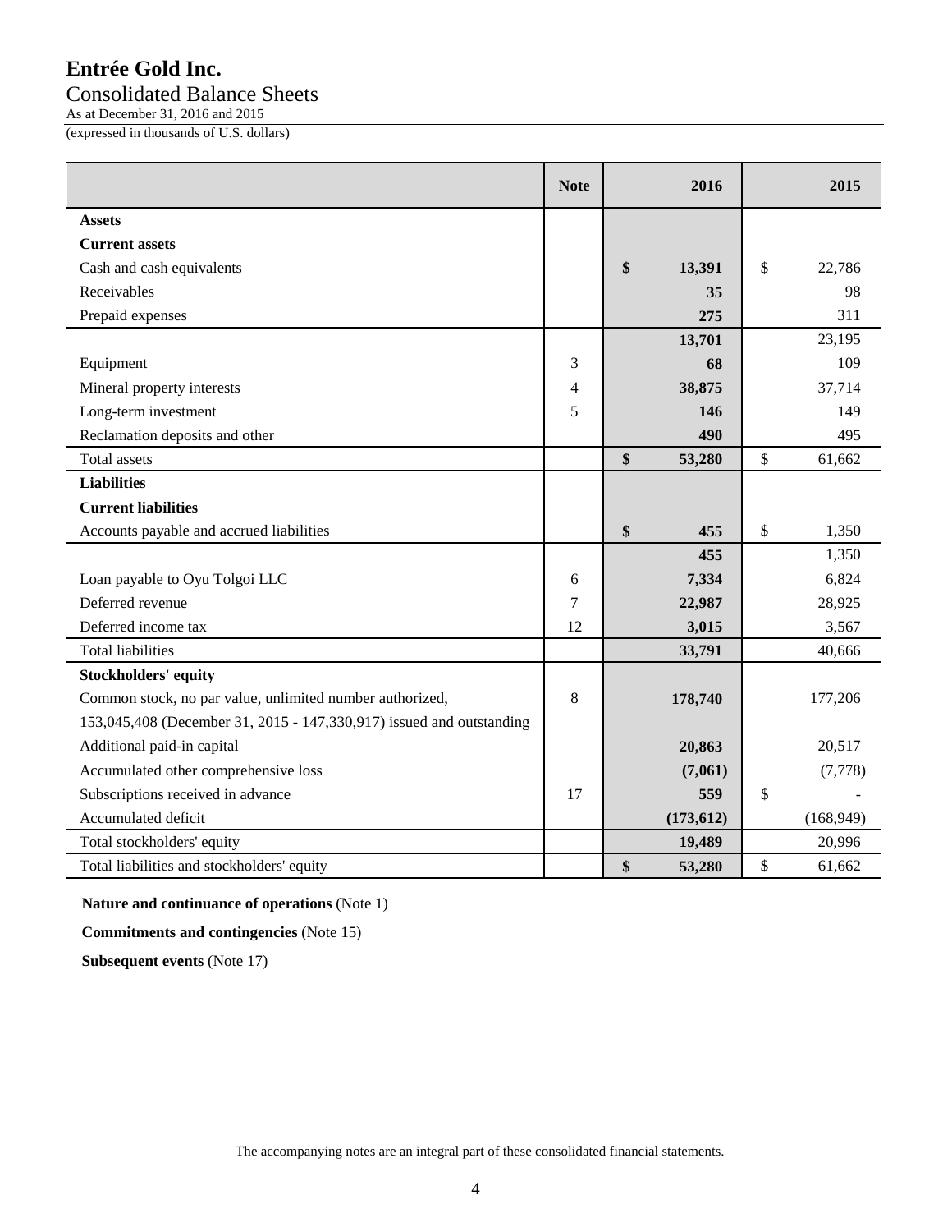# Entrée Gold Inc.

## Consolidated Balance Sheets

As at December 31, 2016 and 2015

(expressed in thousands of U.S. dollars)

| | Note | 2016 | 2015 |
|---|---|---|---|
| **Assets** | | | |
| **Current assets** | | | |
| Cash and cash equivalents | | **$ 13,391** | $ 22,786 |
| Receivables | | **35** | 98 |
| Prepaid expenses | | **275** | 311 |
| | | **13,701** | 23,195 |
| Equipment | 3 | **68** | 109 |
| Mineral property interests | 4 | **38,875** | 37,714 |
| Long-term investment | 5 | **146** | 149 |
| Reclamation deposits and other | | **490** | 495 |
| Total assets | | **$ 53,280** | $ 61,662 |
| **Liabilities** | | | |
| **Current liabilities** | | | |
| Accounts payable and accrued liabilities | | **$ 455** | $ 1,350 |
| | | **455** | 1,350 |
| Loan payable to Oyu Tolgoi LLC | 6 | **7,334** | 6,824 |
| Deferred revenue | 7 | **22,987** | 28,925 |
| Deferred income tax | 12 | **3,015** | 3,567 |
| Total liabilities | | **33,791** | 40,666 |
| **Stockholders' equity** | | | |
| Common stock, no par value, unlimited number authorized, 153,045,408 (December 31, 2015 - 147,330,917) issued and outstanding | 8 | **178,740** | 177,206 |
| Additional paid-in capital | | **20,863** | 20,517 |
| Accumulated other comprehensive loss | | **(7,061)** | (7,778) |
| Subscriptions received in advance | 17 | **559** | $ - |
| Accumulated deficit | | **(173,612)** | (168,949) |
| Total stockholders' equity | | **19,489** | 20,996 |
| Total liabilities and stockholders' equity | | **$ 53,280** | $ 61,662 |

**Nature and continuance of operations** (Note 1)

**Commitments and contingencies** (Note 15)

**Subsequent events** (Note 17)

The accompanying notes are an integral part of these consolidated financial statements.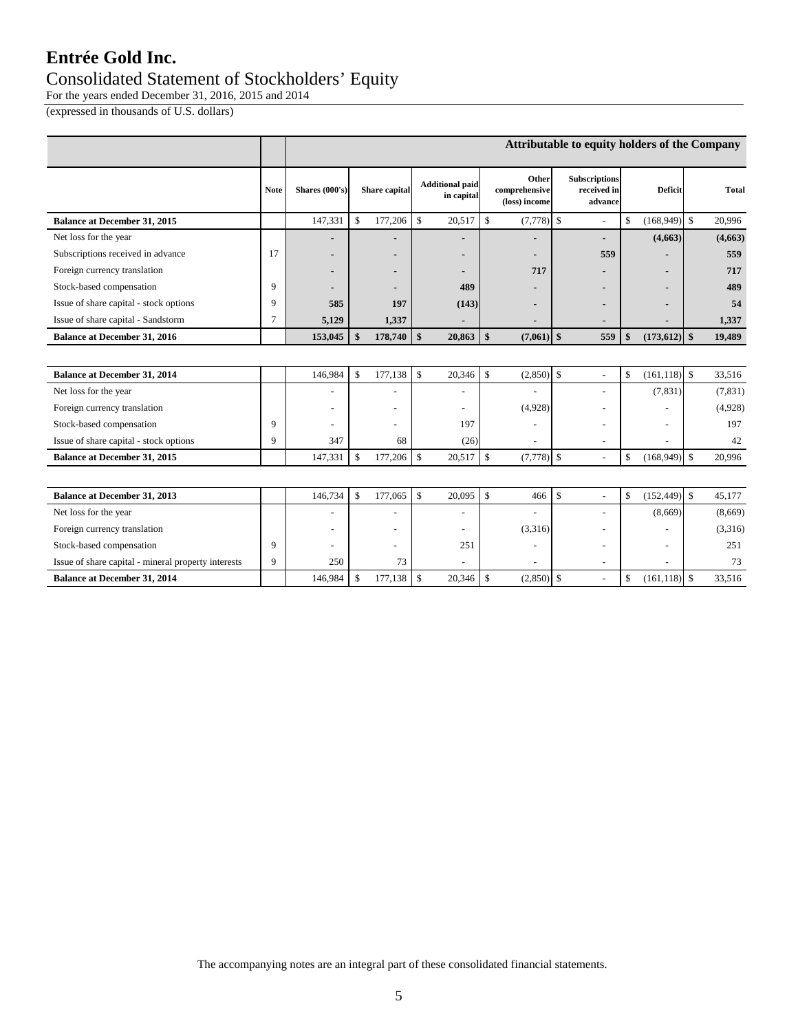# Entrée Gold Inc.

## Consolidated Statement of Stockholders' Equity

For the years ended December 31, 2016, 2015 and 2014

(expressed in thousands of U.S. dollars)

| | | Attributable to equity holders of the Company | | | | | | |
|---|---|---|---|---|---|---|---|---|
| | Note | Shares (000's) | Share capital | Additional paid in capital | Other comprehensive (loss) income | Subscriptions received in advance | Deficit | Total |
| **Balance at December 31, 2015** | | 147,331 | $ 177,206 | $ 20,517 | $ (7,778) | $ - | $ (168,949) | $ 20,996 |
| Net loss for the year | | **-** | **-** | **-** | **-** | **-** | **(4,663)** | **(4,663)** |
| Subscriptions received in advance | 17 | **-** | **-** | **-** | **-** | **559** | **-** | **559** |
| Foreign currency translation | | **-** | **-** | **-** | **717** | **-** | **-** | **717** |
| Stock-based compensation | 9 | **-** | **-** | **489** | **-** | **-** | **-** | **489** |
| Issue of share capital - stock options | 9 | **585** | **197** | **(143)** | **-** | **-** | **-** | **54** |
| Issue of share capital - Sandstorm | 7 | **5,129** | **1,337** | **-** | **-** | **-** | **-** | **1,337** |
| **Balance at December 31, 2016** | | **153,045** | **$ 178,740** | **$ 20,863** | **$ (7,061)** | **$ 559** | **$ (173,612)** | **$ 19,489** |
| | | | | | | | | |
| **Balance at December 31, 2014** | | 146,984 | $ 177,138 | $ 20,346 | $ (2,850) | $ - | $ (161,118) | $ 33,516 |
| Net loss for the year | | - | - | - | - | - | (7,831) | (7,831) |
| Foreign currency translation | | - | - | - | (4,928) | - | - | (4,928) |
| Stock-based compensation | 9 | - | - | 197 | - | - | - | 197 |
| Issue of share capital - stock options | 9 | 347 | 68 | (26) | - | - | - | 42 |
| **Balance at December 31, 2015** | | 147,331 | $ 177,206 | $ 20,517 | $ (7,778) | $ - | $ (168,949) | $ 20,996 |
| | | | | | | | | |
| **Balance at December 31, 2013** | | 146,734 | $ 177,065 | $ 20,095 | $ 466 | $ - | $ (152,449) | $ 45,177 |
| Net loss for the year | | - | - | - | - | - | (8,669) | (8,669) |
| Foreign currency translation | | - | - | - | (3,316) | - | - | (3,316) |
| Stock-based compensation | 9 | - | - | 251 | - | - | - | 251 |
| Issue of share capital - mineral property interests | 9 | 250 | 73 | - | - | - | - | 73 |
| **Balance at December 31, 2014** | | 146,984 | $ 177,138 | $ 20,346 | $ (2,850) | $ - | $ (161,118) | $ 33,516 |

The accompanying notes are an integral part of these consolidated financial statements.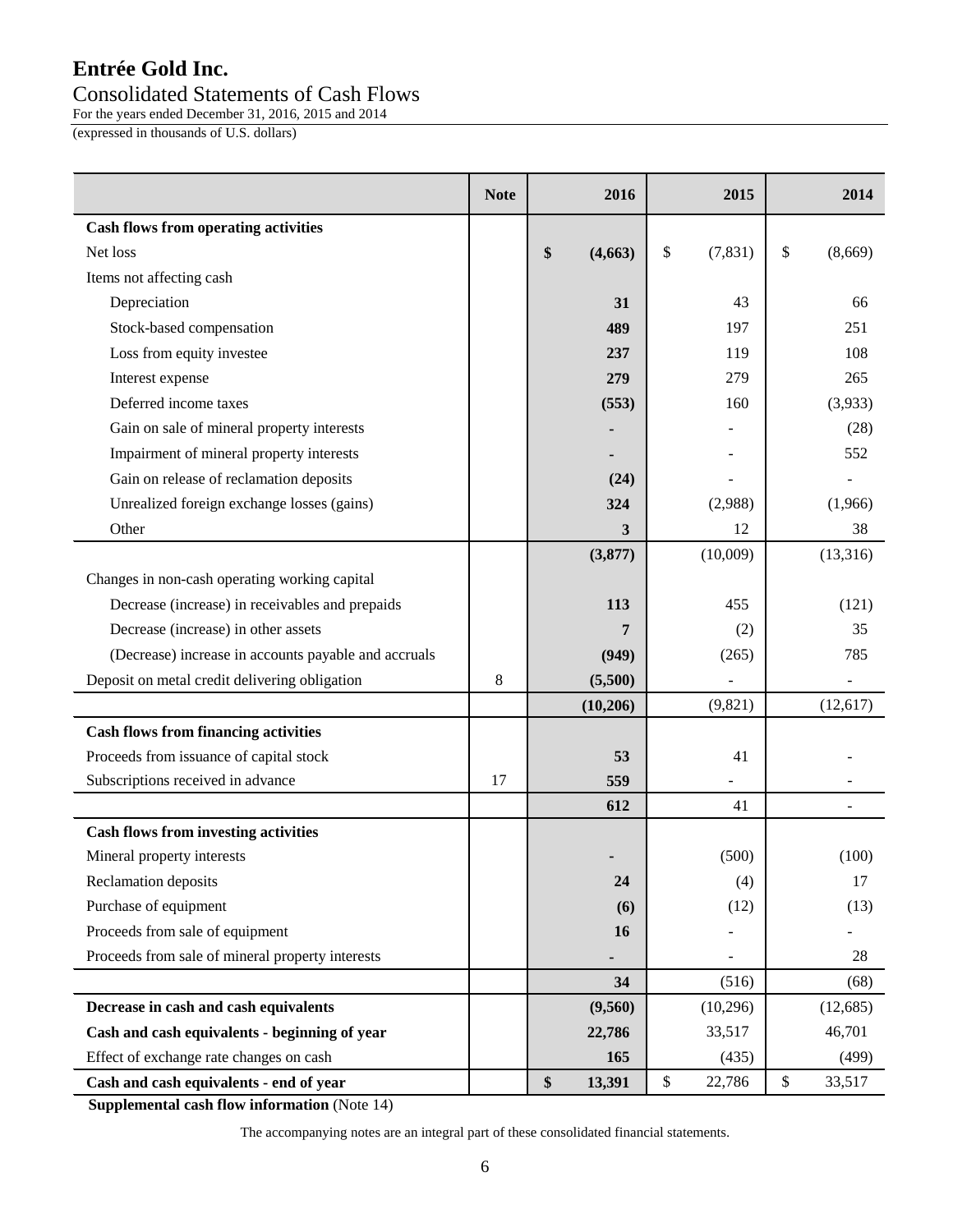# Entrée Gold Inc.

## Consolidated Statements of Cash Flows

For the years ended December 31, 2016, 2015 and 2014

(expressed in thousands of U.S. dollars)

| | Note | 2016 | 2015 | 2014 |
|---|---|---|---|---|
| **Cash flows from operating activities** | | | | |
| Net loss | | **$ (4,663)** | $ (7,831) | $ (8,669) |
| Items not affecting cash | | | | |
| Depreciation | | **31** | 43 | 66 |
| Stock-based compensation | | **489** | 197 | 251 |
| Loss from equity investee | | **237** | 119 | 108 |
| Interest expense | | **279** | 279 | 265 |
| Deferred income taxes | | **(553)** | 160 | (3,933) |
| Gain on sale of mineral property interests | | **-** | - | (28) |
| Impairment of mineral property interests | | **-** | - | 552 |
| Gain on release of reclamation deposits | | **(24)** | - | - |
| Unrealized foreign exchange losses (gains) | | **324** | (2,988) | (1,966) |
| Other | | **3** | 12 | 38 |
| | | **(3,877)** | (10,009) | (13,316) |
| Changes in non-cash operating working capital | | | | |
| Decrease (increase) in receivables and prepaids | | **113** | 455 | (121) |
| Decrease (increase) in other assets | | **7** | (2) | 35 |
| (Decrease) increase in accounts payable and accruals | | **(949)** | (265) | 785 |
| Deposit on metal credit delivering obligation | 8 | **(5,500)** | - | - |
| | | **(10,206)** | (9,821) | (12,617) |
| **Cash flows from financing activities** | | | | |
| Proceeds from issuance of capital stock | | **53** | 41 | - |
| Subscriptions received in advance | 17 | **559** | - | - |
| | | **612** | 41 | - |
| **Cash flows from investing activities** | | | | |
| Mineral property interests | | **-** | (500) | (100) |
| Reclamation deposits | | **24** | (4) | 17 |
| Purchase of equipment | | **(6)** | (12) | (13) |
| Proceeds from sale of equipment | | **16** | - | - |
| Proceeds from sale of mineral property interests | | **-** | - | 28 |
| | | **34** | (516) | (68) |
| **Decrease in cash and cash equivalents** | | **(9,560)** | (10,296) | (12,685) |
| **Cash and cash equivalents - beginning of year** | | **22,786** | 33,517 | 46,701 |
| Effect of exchange rate changes on cash | | **165** | (435) | (499) |
| **Cash and cash equivalents - end of year** | | **$ 13,391** | $ 22,786 | $ 33,517 |

**Supplemental cash flow information** (Note 14)

The accompanying notes are an integral part of these consolidated financial statements.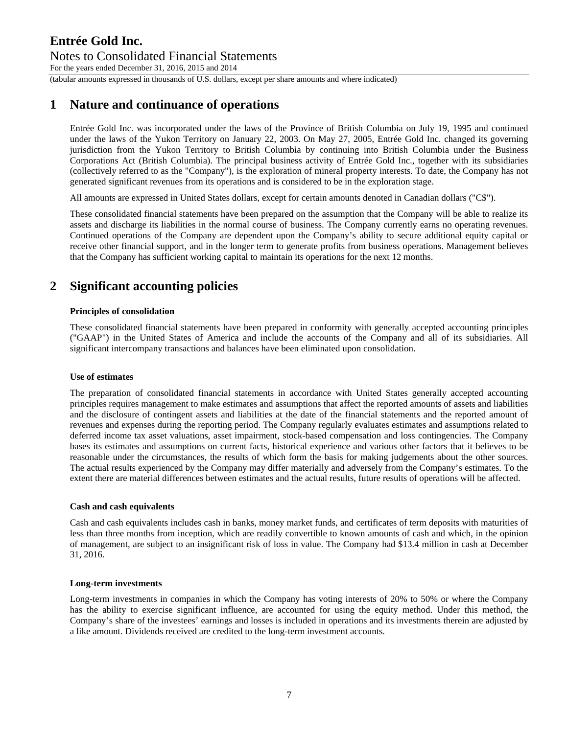# 1 Nature and continuance of operations

Entrée Gold Inc. was incorporated under the laws of the Province of British Columbia on July 19, 1995 and continued under the laws of the Yukon Territory on January 22, 2003. On May 27, 2005, Entrée Gold Inc. changed its governing jurisdiction from the Yukon Territory to British Columbia by continuing into British Columbia under the Business Corporations Act (British Columbia). The principal business activity of Entrée Gold Inc., together with its subsidiaries (collectively referred to as the "Company"), is the exploration of mineral property interests. To date, the Company has not generated significant revenues from its operations and is considered to be in the exploration stage.

All amounts are expressed in United States dollars, except for certain amounts denoted in Canadian dollars ("C$").

These consolidated financial statements have been prepared on the assumption that the Company will be able to realize its assets and discharge its liabilities in the normal course of business. The Company currently earns no operating revenues. Continued operations of the Company are dependent upon the Company's ability to secure additional equity capital or receive other financial support, and in the longer term to generate profits from business operations. Management believes that the Company has sufficient working capital to maintain its operations for the next 12 months.

# 2 Significant accounting policies

**Principles of consolidation**

These consolidated financial statements have been prepared in conformity with generally accepted accounting principles ("GAAP") in the United States of America and include the accounts of the Company and all of its subsidiaries. All significant intercompany transactions and balances have been eliminated upon consolidation.

**Use of estimates**

The preparation of consolidated financial statements in accordance with United States generally accepted accounting principles requires management to make estimates and assumptions that affect the reported amounts of assets and liabilities and the disclosure of contingent assets and liabilities at the date of the financial statements and the reported amount of revenues and expenses during the reporting period. The Company regularly evaluates estimates and assumptions related to deferred income tax asset valuations, asset impairment, stock-based compensation and loss contingencies. The Company bases its estimates and assumptions on current facts, historical experience and various other factors that it believes to be reasonable under the circumstances, the results of which form the basis for making judgements about the other sources. The actual results experienced by the Company may differ materially and adversely from the Company's estimates. To the extent there are material differences between estimates and the actual results, future results of operations will be affected.

**Cash and cash equivalents**

Cash and cash equivalents includes cash in banks, money market funds, and certificates of term deposits with maturities of less than three months from inception, which are readily convertible to known amounts of cash and which, in the opinion of management, are subject to an insignificant risk of loss in value. The Company had $13.4 million in cash at December 31, 2016.

**Long-term investments**

Long-term investments in companies in which the Company has voting interests of 20% to 50% or where the Company has the ability to exercise significant influence, are accounted for using the equity method. Under this method, the Company's share of the investees' earnings and losses is included in operations and its investments therein are adjusted by a like amount. Dividends received are credited to the long-term investment accounts.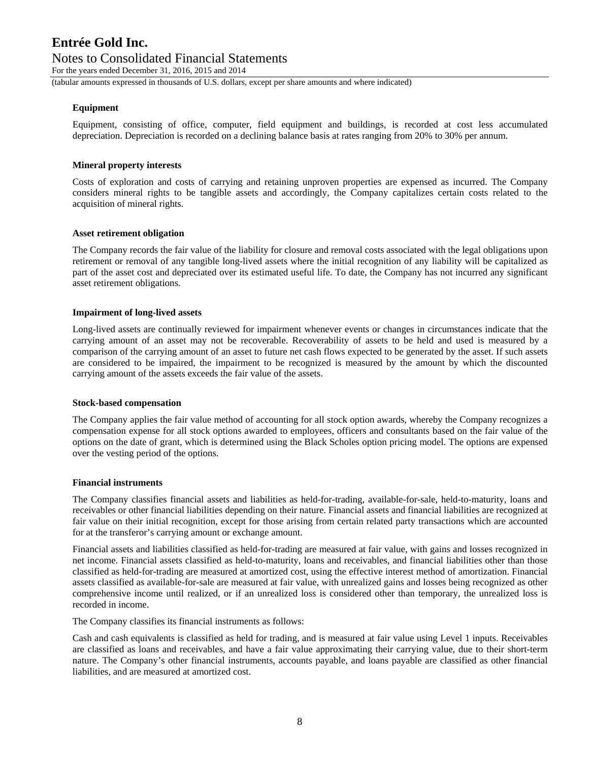### Equipment

Equipment, consisting of office, computer, field equipment and buildings, is recorded at cost less accumulated depreciation. Depreciation is recorded on a declining balance basis at rates ranging from 20% to 30% per annum.

### Mineral property interests

Costs of exploration and costs of carrying and retaining unproven properties are expensed as incurred. The Company considers mineral rights to be tangible assets and accordingly, the Company capitalizes certain costs related to the acquisition of mineral rights.

### Asset retirement obligation

The Company records the fair value of the liability for closure and removal costs associated with the legal obligations upon retirement or removal of any tangible long-lived assets where the initial recognition of any liability will be capitalized as part of the asset cost and depreciated over its estimated useful life. To date, the Company has not incurred any significant asset retirement obligations.

### Impairment of long-lived assets

Long-lived assets are continually reviewed for impairment whenever events or changes in circumstances indicate that the carrying amount of an asset may not be recoverable. Recoverability of assets to be held and used is measured by a comparison of the carrying amount of an asset to future net cash flows expected to be generated by the asset. If such assets are considered to be impaired, the impairment to be recognized is measured by the amount by which the discounted carrying amount of the assets exceeds the fair value of the assets.

### Stock-based compensation

The Company applies the fair value method of accounting for all stock option awards, whereby the Company recognizes a compensation expense for all stock options awarded to employees, officers and consultants based on the fair value of the options on the date of grant, which is determined using the Black Scholes option pricing model. The options are expensed over the vesting period of the options.

### Financial instruments

The Company classifies financial assets and liabilities as held-for-trading, available-for-sale, held-to-maturity, loans and receivables or other financial liabilities depending on their nature. Financial assets and financial liabilities are recognized at fair value on their initial recognition, except for those arising from certain related party transactions which are accounted for at the transferor's carrying amount or exchange amount.

Financial assets and liabilities classified as held-for-trading are measured at fair value, with gains and losses recognized in net income. Financial assets classified as held-to-maturity, loans and receivables, and financial liabilities other than those classified as held-for-trading are measured at amortized cost, using the effective interest method of amortization. Financial assets classified as available-for-sale are measured at fair value, with unrealized gains and losses being recognized as other comprehensive income until realized, or if an unrealized loss is considered other than temporary, the unrealized loss is recorded in income.

The Company classifies its financial instruments as follows:

Cash and cash equivalents is classified as held for trading, and is measured at fair value using Level 1 inputs. Receivables are classified as loans and receivables, and have a fair value approximating their carrying value, due to their short-term nature. The Company's other financial instruments, accounts payable, and loans payable are classified as other financial liabilities, and are measured at amortized cost.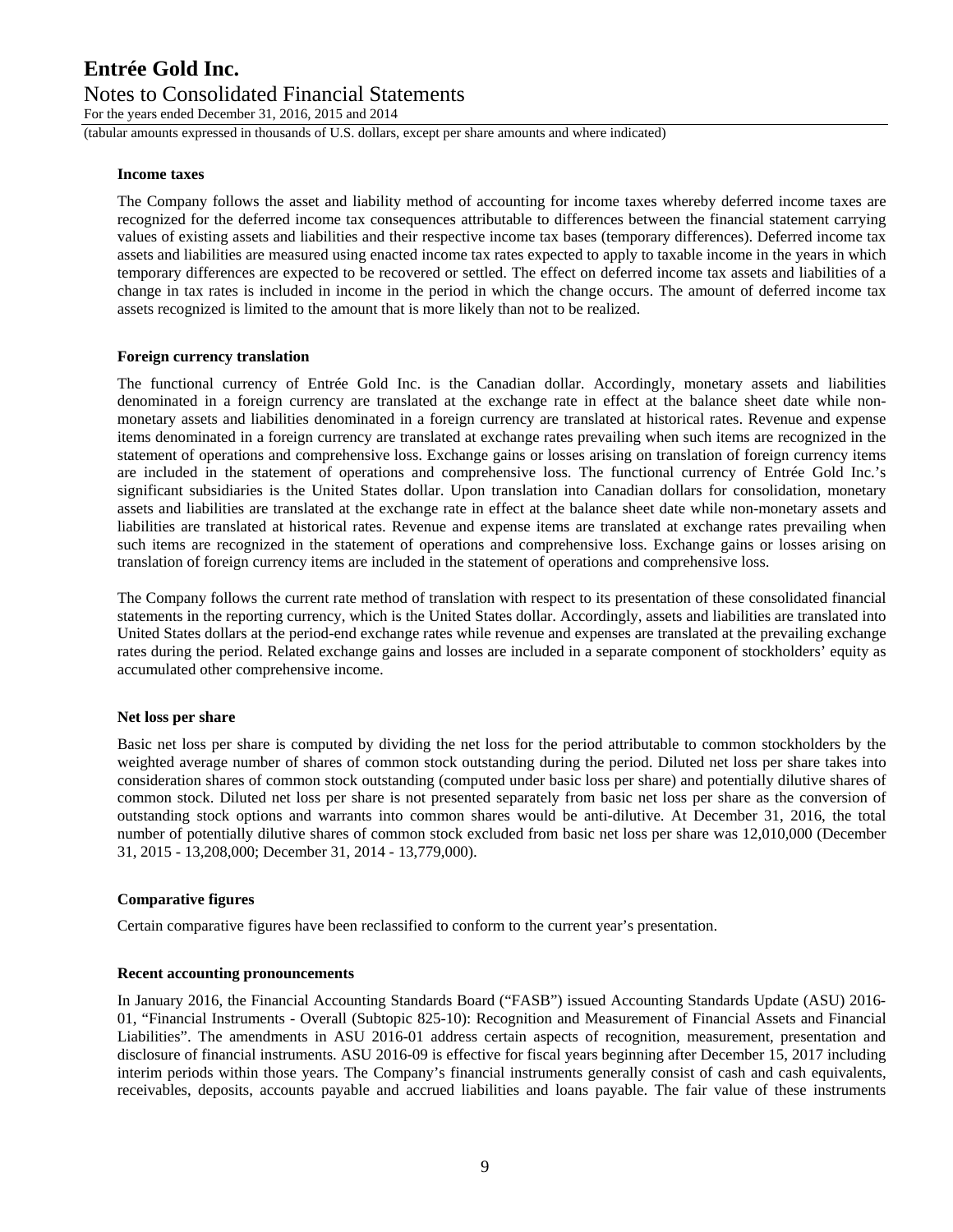**Income taxes**

The Company follows the asset and liability method of accounting for income taxes whereby deferred income taxes are recognized for the deferred income tax consequences attributable to differences between the financial statement carrying values of existing assets and liabilities and their respective income tax bases (temporary differences). Deferred income tax assets and liabilities are measured using enacted income tax rates expected to apply to taxable income in the years in which temporary differences are expected to be recovered or settled. The effect on deferred income tax assets and liabilities of a change in tax rates is included in income in the period in which the change occurs. The amount of deferred income tax assets recognized is limited to the amount that is more likely than not to be realized.

**Foreign currency translation**

The functional currency of Entrée Gold Inc. is the Canadian dollar. Accordingly, monetary assets and liabilities denominated in a foreign currency are translated at the exchange rate in effect at the balance sheet date while non-monetary assets and liabilities denominated in a foreign currency are translated at historical rates. Revenue and expense items denominated in a foreign currency are translated at exchange rates prevailing when such items are recognized in the statement of operations and comprehensive loss. Exchange gains or losses arising on translation of foreign currency items are included in the statement of operations and comprehensive loss. The functional currency of Entrée Gold Inc.'s significant subsidiaries is the United States dollar. Upon translation into Canadian dollars for consolidation, monetary assets and liabilities are translated at the exchange rate in effect at the balance sheet date while non-monetary assets and liabilities are translated at historical rates. Revenue and expense items are translated at exchange rates prevailing when such items are recognized in the statement of operations and comprehensive loss. Exchange gains or losses arising on translation of foreign currency items are included in the statement of operations and comprehensive loss.

The Company follows the current rate method of translation with respect to its presentation of these consolidated financial statements in the reporting currency, which is the United States dollar. Accordingly, assets and liabilities are translated into United States dollars at the period-end exchange rates while revenue and expenses are translated at the prevailing exchange rates during the period. Related exchange gains and losses are included in a separate component of stockholders' equity as accumulated other comprehensive income.

**Net loss per share**

Basic net loss per share is computed by dividing the net loss for the period attributable to common stockholders by the weighted average number of shares of common stock outstanding during the period. Diluted net loss per share takes into consideration shares of common stock outstanding (computed under basic loss per share) and potentially dilutive shares of common stock. Diluted net loss per share is not presented separately from basic net loss per share as the conversion of outstanding stock options and warrants into common shares would be anti-dilutive. At December 31, 2016, the total number of potentially dilutive shares of common stock excluded from basic net loss per share was 12,010,000 (December 31, 2015 - 13,208,000; December 31, 2014 - 13,779,000).

**Comparative figures**

Certain comparative figures have been reclassified to conform to the current year's presentation.

**Recent accounting pronouncements**

In January 2016, the Financial Accounting Standards Board ("FASB") issued Accounting Standards Update (ASU) 2016-01, "Financial Instruments - Overall (Subtopic 825-10): Recognition and Measurement of Financial Assets and Financial Liabilities". The amendments in ASU 2016-01 address certain aspects of recognition, measurement, presentation and disclosure of financial instruments. ASU 2016-09 is effective for fiscal years beginning after December 15, 2017 including interim periods within those years. The Company's financial instruments generally consist of cash and cash equivalents, receivables, deposits, accounts payable and accrued liabilities and loans payable. The fair value of these instruments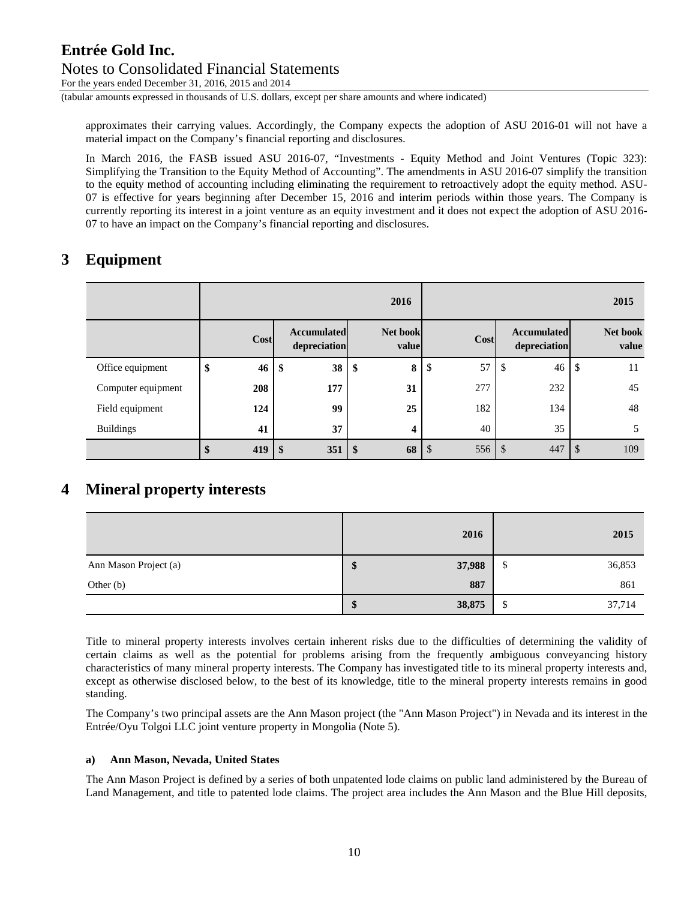approximates their carrying values. Accordingly, the Company expects the adoption of ASU 2016-01 will not have a material impact on the Company's financial reporting and disclosures.

In March 2016, the FASB issued ASU 2016-07, "Investments - Equity Method and Joint Ventures (Topic 323): Simplifying the Transition to the Equity Method of Accounting". The amendments in ASU 2016-07 simplify the transition to the equity method of accounting including eliminating the requirement to retroactively adopt the equity method. ASU-07 is effective for years beginning after December 15, 2016 and interim periods within those years. The Company is currently reporting its interest in a joint venture as an equity investment and it does not expect the adoption of ASU 2016-07 to have an impact on the Company's financial reporting and disclosures.

# 3 Equipment

| | | | 2016 | | | 2015 |
|---|---|---|---|---|---|---|
| | **Cost** | **Accumulated depreciation** | **Net book value** | **Cost** | **Accumulated depreciation** | **Net book value** |
| Office equipment | **$ 46** | **$ 38** | **$ 8** | $ 57 | $ 46 | $ 11 |
| Computer equipment | **208** | **177** | **31** | 277 | 232 | 45 |
| Field equipment | **124** | **99** | **25** | 182 | 134 | 48 |
| Buildings | **41** | **37** | **4** | 40 | 35 | 5 |
| | **$ 419** | **$ 351** | **$ 68** | $ 556 | $ 447 | $ 109 |

# 4 Mineral property interests

| | 2016 | 2015 |
|---|---|---|
| Ann Mason Project (a) | **$ 37,988** | $ 36,853 |
| Other (b) | **887** | 861 |
| | **$ 38,875** | $ 37,714 |

Title to mineral property interests involves certain inherent risks due to the difficulties of determining the validity of certain claims as well as the potential for problems arising from the frequently ambiguous conveyancing history characteristics of many mineral property interests. The Company has investigated title to its mineral property interests and, except as otherwise disclosed below, to the best of its knowledge, title to the mineral property interests remains in good standing.

The Company's two principal assets are the Ann Mason project (the "Ann Mason Project") in Nevada and its interest in the Entrée/Oyu Tolgoi LLC joint venture property in Mongolia (Note 5).

**a) Ann Mason, Nevada, United States**

The Ann Mason Project is defined by a series of both unpatented lode claims on public land administered by the Bureau of Land Management, and title to patented lode claims. The project area includes the Ann Mason and the Blue Hill deposits,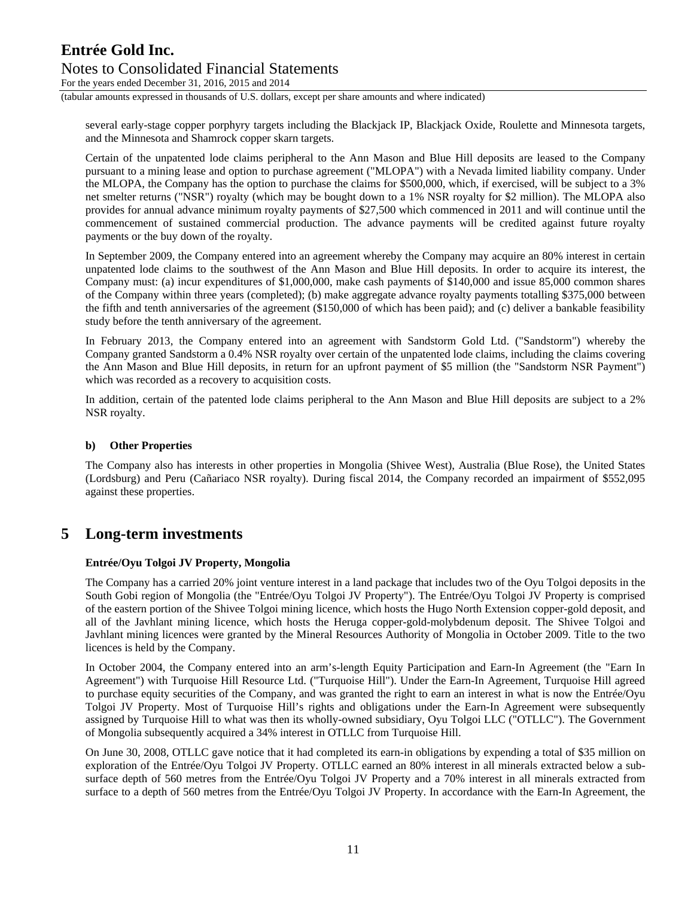several early-stage copper porphyry targets including the Blackjack IP, Blackjack Oxide, Roulette and Minnesota targets, and the Minnesota and Shamrock copper skarn targets.

Certain of the unpatented lode claims peripheral to the Ann Mason and Blue Hill deposits are leased to the Company pursuant to a mining lease and option to purchase agreement ("MLOPA") with a Nevada limited liability company. Under the MLOPA, the Company has the option to purchase the claims for $500,000, which, if exercised, will be subject to a 3% net smelter returns ("NSR") royalty (which may be bought down to a 1% NSR royalty for $2 million). The MLOPA also provides for annual advance minimum royalty payments of $27,500 which commenced in 2011 and will continue until the commencement of sustained commercial production. The advance payments will be credited against future royalty payments or the buy down of the royalty.

In September 2009, the Company entered into an agreement whereby the Company may acquire an 80% interest in certain unpatented lode claims to the southwest of the Ann Mason and Blue Hill deposits. In order to acquire its interest, the Company must: (a) incur expenditures of $1,000,000, make cash payments of $140,000 and issue 85,000 common shares of the Company within three years (completed); (b) make aggregate advance royalty payments totalling $375,000 between the fifth and tenth anniversaries of the agreement ($150,000 of which has been paid); and (c) deliver a bankable feasibility study before the tenth anniversary of the agreement.

In February 2013, the Company entered into an agreement with Sandstorm Gold Ltd. ("Sandstorm") whereby the Company granted Sandstorm a 0.4% NSR royalty over certain of the unpatented lode claims, including the claims covering the Ann Mason and Blue Hill deposits, in return for an upfront payment of $5 million (the "Sandstorm NSR Payment") which was recorded as a recovery to acquisition costs.

In addition, certain of the patented lode claims peripheral to the Ann Mason and Blue Hill deposits are subject to a 2% NSR royalty.

**b) Other Properties**

The Company also has interests in other properties in Mongolia (Shivee West), Australia (Blue Rose), the United States (Lordsburg) and Peru (Cañariaco NSR royalty). During fiscal 2014, the Company recorded an impairment of $552,095 against these properties.

# 5 Long-term investments

**Entrée/Oyu Tolgoi JV Property, Mongolia**

The Company has a carried 20% joint venture interest in a land package that includes two of the Oyu Tolgoi deposits in the South Gobi region of Mongolia (the "Entrée/Oyu Tolgoi JV Property"). The Entrée/Oyu Tolgoi JV Property is comprised of the eastern portion of the Shivee Tolgoi mining licence, which hosts the Hugo North Extension copper-gold deposit, and all of the Javhlant mining licence, which hosts the Heruga copper-gold-molybdenum deposit. The Shivee Tolgoi and Javhlant mining licences were granted by the Mineral Resources Authority of Mongolia in October 2009. Title to the two licences is held by the Company.

In October 2004, the Company entered into an arm's-length Equity Participation and Earn-In Agreement (the "Earn In Agreement") with Turquoise Hill Resource Ltd. ("Turquoise Hill"). Under the Earn-In Agreement, Turquoise Hill agreed to purchase equity securities of the Company, and was granted the right to earn an interest in what is now the Entrée/Oyu Tolgoi JV Property. Most of Turquoise Hill's rights and obligations under the Earn-In Agreement were subsequently assigned by Turquoise Hill to what was then its wholly-owned subsidiary, Oyu Tolgoi LLC ("OTLLC"). The Government of Mongolia subsequently acquired a 34% interest in OTLLC from Turquoise Hill.

On June 30, 2008, OTLLC gave notice that it had completed its earn-in obligations by expending a total of $35 million on exploration of the Entrée/Oyu Tolgoi JV Property. OTLLC earned an 80% interest in all minerals extracted below a sub-surface depth of 560 metres from the Entrée/Oyu Tolgoi JV Property and a 70% interest in all minerals extracted from surface to a depth of 560 metres from the Entrée/Oyu Tolgoi JV Property. In accordance with the Earn-In Agreement, the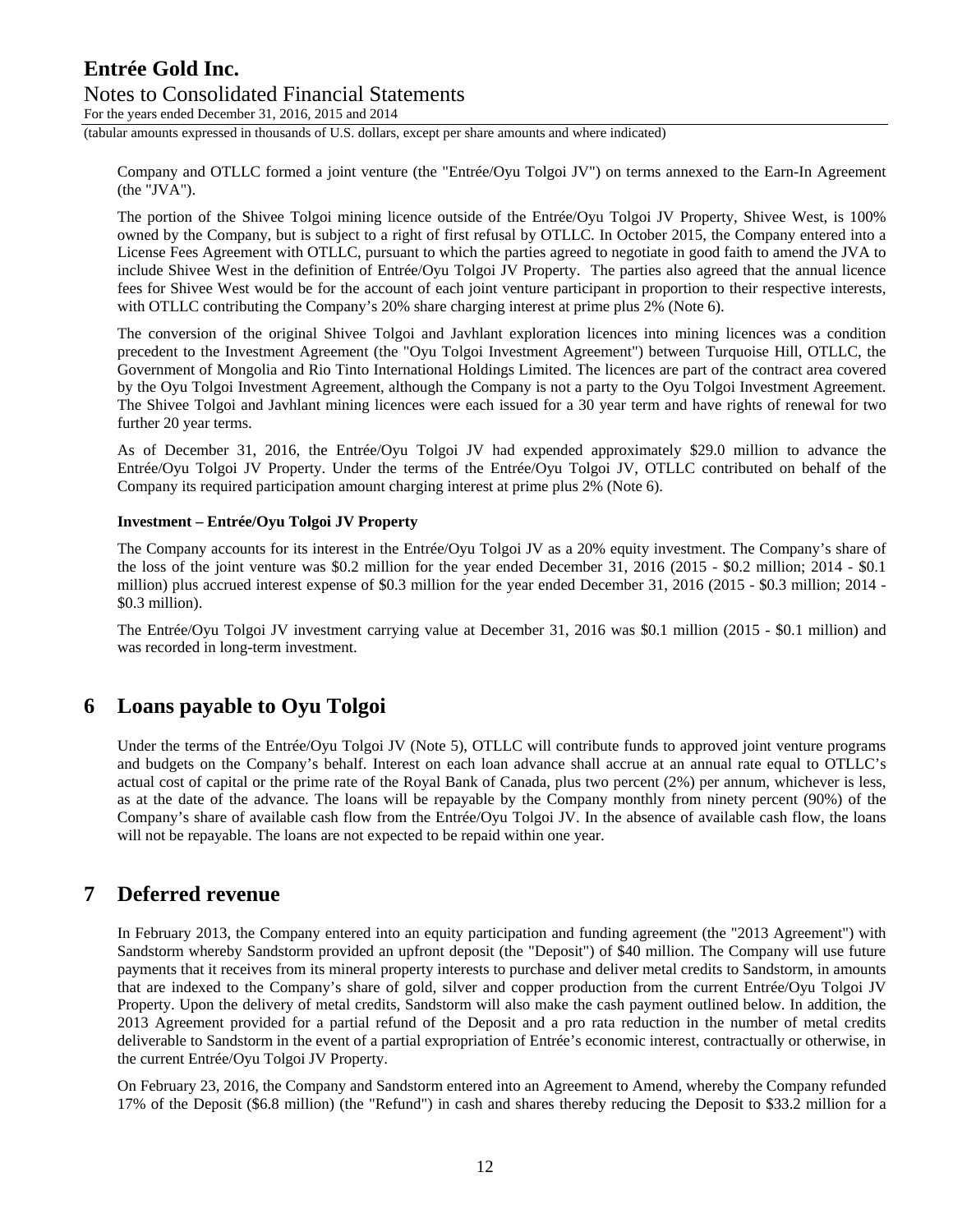Company and OTLLC formed a joint venture (the "Entrée/Oyu Tolgoi JV") on terms annexed to the Earn-In Agreement (the "JVA").

The portion of the Shivee Tolgoi mining licence outside of the Entrée/Oyu Tolgoi JV Property, Shivee West, is 100% owned by the Company, but is subject to a right of first refusal by OTLLC. In October 2015, the Company entered into a License Fees Agreement with OTLLC, pursuant to which the parties agreed to negotiate in good faith to amend the JVA to include Shivee West in the definition of Entrée/Oyu Tolgoi JV Property. The parties also agreed that the annual licence fees for Shivee West would be for the account of each joint venture participant in proportion to their respective interests, with OTLLC contributing the Company's 20% share charging interest at prime plus 2% (Note 6).

The conversion of the original Shivee Tolgoi and Javhlant exploration licences into mining licences was a condition precedent to the Investment Agreement (the "Oyu Tolgoi Investment Agreement") between Turquoise Hill, OTLLC, the Government of Mongolia and Rio Tinto International Holdings Limited. The licences are part of the contract area covered by the Oyu Tolgoi Investment Agreement, although the Company is not a party to the Oyu Tolgoi Investment Agreement. The Shivee Tolgoi and Javhlant mining licences were each issued for a 30 year term and have rights of renewal for two further 20 year terms.

As of December 31, 2016, the Entrée/Oyu Tolgoi JV had expended approximately $29.0 million to advance the Entrée/Oyu Tolgoi JV Property. Under the terms of the Entrée/Oyu Tolgoi JV, OTLLC contributed on behalf of the Company its required participation amount charging interest at prime plus 2% (Note 6).

**Investment – Entrée/Oyu Tolgoi JV Property**

The Company accounts for its interest in the Entrée/Oyu Tolgoi JV as a 20% equity investment. The Company's share of the loss of the joint venture was $0.2 million for the year ended December 31, 2016 (2015 - $0.2 million; 2014 - $0.1 million) plus accrued interest expense of $0.3 million for the year ended December 31, 2016 (2015 - $0.3 million; 2014 - $0.3 million).

The Entrée/Oyu Tolgoi JV investment carrying value at December 31, 2016 was $0.1 million (2015 - $0.1 million) and was recorded in long-term investment.

## 6 Loans payable to Oyu Tolgoi

Under the terms of the Entrée/Oyu Tolgoi JV (Note 5), OTLLC will contribute funds to approved joint venture programs and budgets on the Company's behalf. Interest on each loan advance shall accrue at an annual rate equal to OTLLC's actual cost of capital or the prime rate of the Royal Bank of Canada, plus two percent (2%) per annum, whichever is less, as at the date of the advance. The loans will be repayable by the Company monthly from ninety percent (90%) of the Company's share of available cash flow from the Entrée/Oyu Tolgoi JV. In the absence of available cash flow, the loans will not be repayable. The loans are not expected to be repaid within one year.

## 7 Deferred revenue

In February 2013, the Company entered into an equity participation and funding agreement (the "2013 Agreement") with Sandstorm whereby Sandstorm provided an upfront deposit (the "Deposit") of $40 million. The Company will use future payments that it receives from its mineral property interests to purchase and deliver metal credits to Sandstorm, in amounts that are indexed to the Company's share of gold, silver and copper production from the current Entrée/Oyu Tolgoi JV Property. Upon the delivery of metal credits, Sandstorm will also make the cash payment outlined below. In addition, the 2013 Agreement provided for a partial refund of the Deposit and a pro rata reduction in the number of metal credits deliverable to Sandstorm in the event of a partial expropriation of Entrée's economic interest, contractually or otherwise, in the current Entrée/Oyu Tolgoi JV Property.

On February 23, 2016, the Company and Sandstorm entered into an Agreement to Amend, whereby the Company refunded 17% of the Deposit ($6.8 million) (the "Refund") in cash and shares thereby reducing the Deposit to $33.2 million for a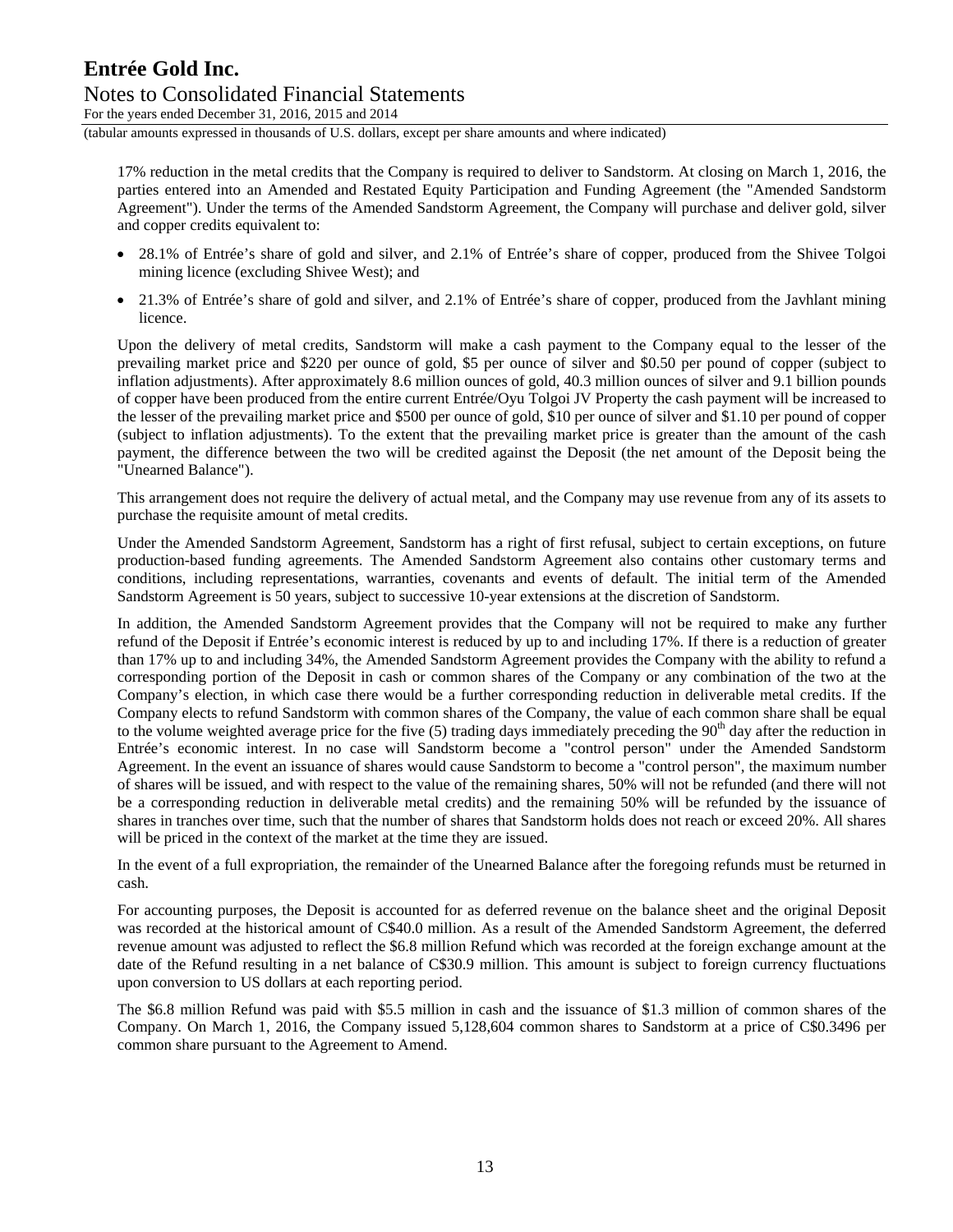17% reduction in the metal credits that the Company is required to deliver to Sandstorm. At closing on March 1, 2016, the parties entered into an Amended and Restated Equity Participation and Funding Agreement (the "Amended Sandstorm Agreement"). Under the terms of the Amended Sandstorm Agreement, the Company will purchase and deliver gold, silver and copper credits equivalent to:

- 28.1% of Entrée's share of gold and silver, and 2.1% of Entrée's share of copper, produced from the Shivee Tolgoi mining licence (excluding Shivee West); and
- 21.3% of Entrée's share of gold and silver, and 2.1% of Entrée's share of copper, produced from the Javhlant mining licence.

Upon the delivery of metal credits, Sandstorm will make a cash payment to the Company equal to the lesser of the prevailing market price and $220 per ounce of gold, $5 per ounce of silver and $0.50 per pound of copper (subject to inflation adjustments). After approximately 8.6 million ounces of gold, 40.3 million ounces of silver and 9.1 billion pounds of copper have been produced from the entire current Entrée/Oyu Tolgoi JV Property the cash payment will be increased to the lesser of the prevailing market price and $500 per ounce of gold, $10 per ounce of silver and $1.10 per pound of copper (subject to inflation adjustments). To the extent that the prevailing market price is greater than the amount of the cash payment, the difference between the two will be credited against the Deposit (the net amount of the Deposit being the "Unearned Balance").

This arrangement does not require the delivery of actual metal, and the Company may use revenue from any of its assets to purchase the requisite amount of metal credits.

Under the Amended Sandstorm Agreement, Sandstorm has a right of first refusal, subject to certain exceptions, on future production-based funding agreements. The Amended Sandstorm Agreement also contains other customary terms and conditions, including representations, warranties, covenants and events of default. The initial term of the Amended Sandstorm Agreement is 50 years, subject to successive 10-year extensions at the discretion of Sandstorm.

In addition, the Amended Sandstorm Agreement provides that the Company will not be required to make any further refund of the Deposit if Entrée's economic interest is reduced by up to and including 17%. If there is a reduction of greater than 17% up to and including 34%, the Amended Sandstorm Agreement provides the Company with the ability to refund a corresponding portion of the Deposit in cash or common shares of the Company or any combination of the two at the Company's election, in which case there would be a further corresponding reduction in deliverable metal credits. If the Company elects to refund Sandstorm with common shares of the Company, the value of each common share shall be equal to the volume weighted average price for the five (5) trading days immediately preceding the 90th day after the reduction in Entrée's economic interest. In no case will Sandstorm become a "control person" under the Amended Sandstorm Agreement. In the event an issuance of shares would cause Sandstorm to become a "control person", the maximum number of shares will be issued, and with respect to the value of the remaining shares, 50% will not be refunded (and there will not be a corresponding reduction in deliverable metal credits) and the remaining 50% will be refunded by the issuance of shares in tranches over time, such that the number of shares that Sandstorm holds does not reach or exceed 20%. All shares will be priced in the context of the market at the time they are issued.

In the event of a full expropriation, the remainder of the Unearned Balance after the foregoing refunds must be returned in cash.

For accounting purposes, the Deposit is accounted for as deferred revenue on the balance sheet and the original Deposit was recorded at the historical amount of C$40.0 million. As a result of the Amended Sandstorm Agreement, the deferred revenue amount was adjusted to reflect the $6.8 million Refund which was recorded at the foreign exchange amount at the date of the Refund resulting in a net balance of C$30.9 million. This amount is subject to foreign currency fluctuations upon conversion to US dollars at each reporting period.

The $6.8 million Refund was paid with $5.5 million in cash and the issuance of $1.3 million of common shares of the Company. On March 1, 2016, the Company issued 5,128,604 common shares to Sandstorm at a price of C$0.3496 per common share pursuant to the Agreement to Amend.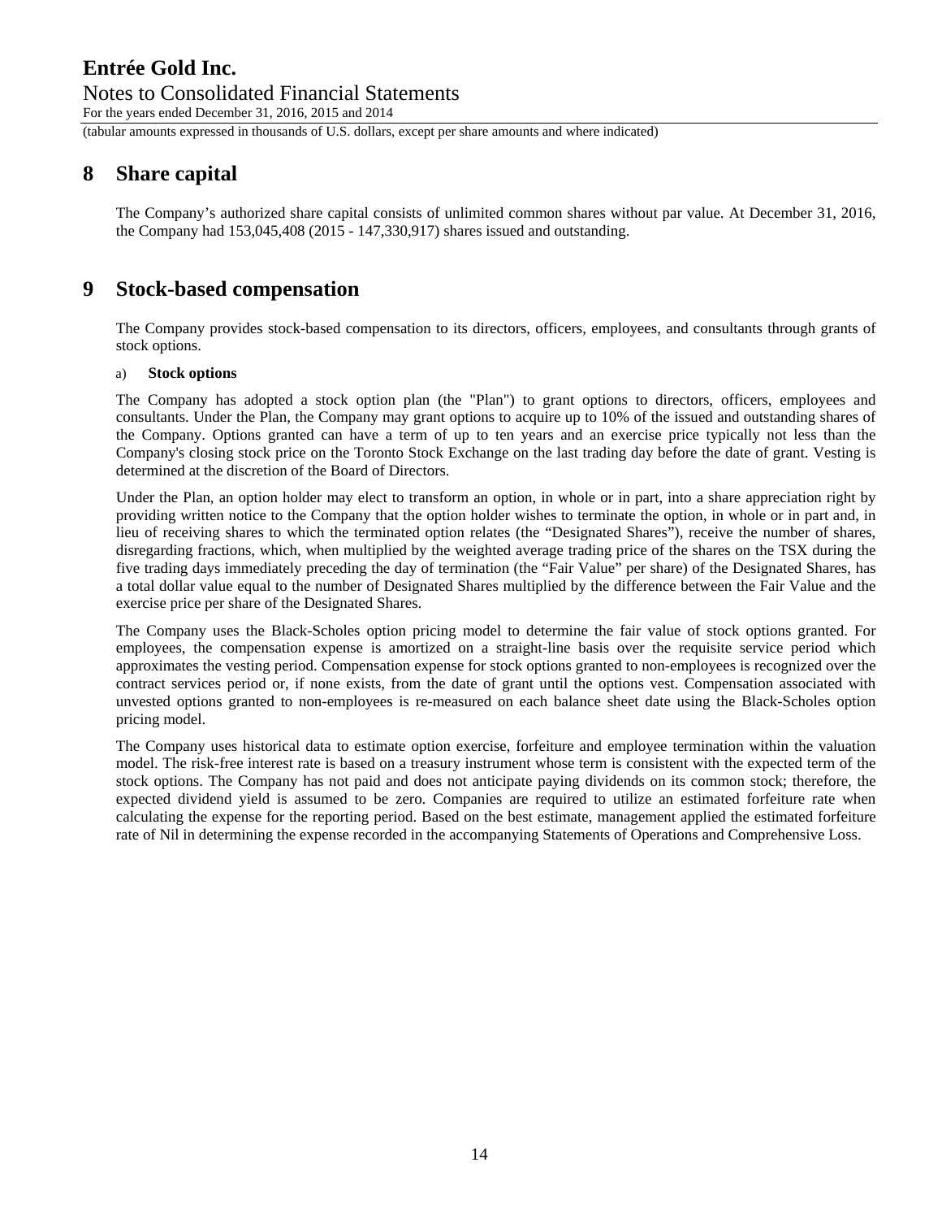# 8 Share capital

The Company's authorized share capital consists of unlimited common shares without par value. At December 31, 2016, the Company had 153,045,408 (2015 - 147,330,917) shares issued and outstanding.

# 9 Stock-based compensation

The Company provides stock-based compensation to its directors, officers, employees, and consultants through grants of stock options.

a) **Stock options**

The Company has adopted a stock option plan (the "Plan") to grant options to directors, officers, employees and consultants. Under the Plan, the Company may grant options to acquire up to 10% of the issued and outstanding shares of the Company. Options granted can have a term of up to ten years and an exercise price typically not less than the Company's closing stock price on the Toronto Stock Exchange on the last trading day before the date of grant. Vesting is determined at the discretion of the Board of Directors.

Under the Plan, an option holder may elect to transform an option, in whole or in part, into a share appreciation right by providing written notice to the Company that the option holder wishes to terminate the option, in whole or in part and, in lieu of receiving shares to which the terminated option relates (the "Designated Shares"), receive the number of shares, disregarding fractions, which, when multiplied by the weighted average trading price of the shares on the TSX during the five trading days immediately preceding the day of termination (the "Fair Value" per share) of the Designated Shares, has a total dollar value equal to the number of Designated Shares multiplied by the difference between the Fair Value and the exercise price per share of the Designated Shares.

The Company uses the Black-Scholes option pricing model to determine the fair value of stock options granted. For employees, the compensation expense is amortized on a straight-line basis over the requisite service period which approximates the vesting period. Compensation expense for stock options granted to non-employees is recognized over the contract services period or, if none exists, from the date of grant until the options vest. Compensation associated with unvested options granted to non-employees is re-measured on each balance sheet date using the Black-Scholes option pricing model.

The Company uses historical data to estimate option exercise, forfeiture and employee termination within the valuation model. The risk-free interest rate is based on a treasury instrument whose term is consistent with the expected term of the stock options. The Company has not paid and does not anticipate paying dividends on its common stock; therefore, the expected dividend yield is assumed to be zero. Companies are required to utilize an estimated forfeiture rate when calculating the expense for the reporting period. Based on the best estimate, management applied the estimated forfeiture rate of Nil in determining the expense recorded in the accompanying Statements of Operations and Comprehensive Loss.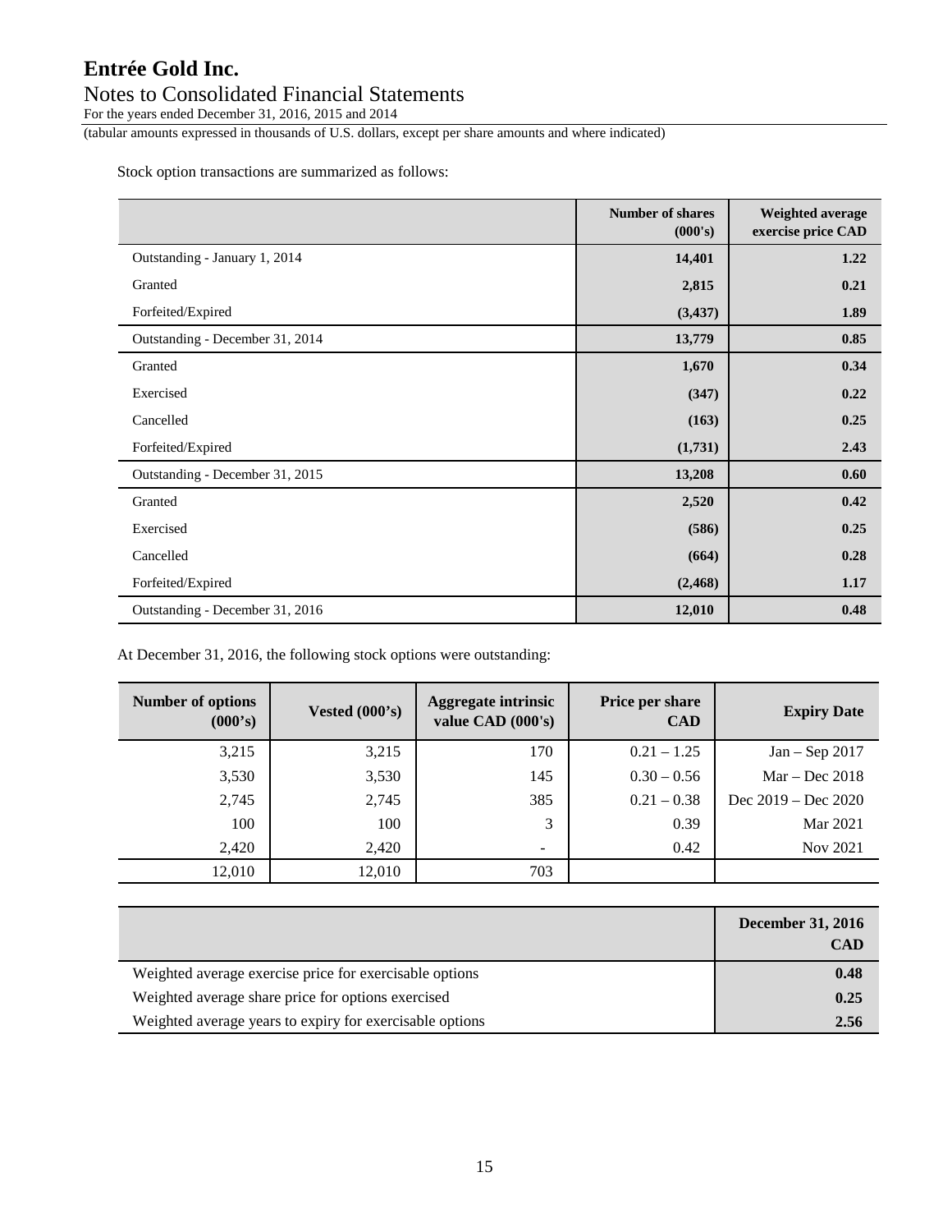Stock option transactions are summarized as follows:

| | Number of shares (000's) | Weighted average exercise price CAD |
|---|---|---|
| Outstanding - January 1, 2014 | **14,401** | **1.22** |
| Granted | **2,815** | **0.21** |
| Forfeited/Expired | **(3,437)** | **1.89** |
| Outstanding - December 31, 2014 | **13,779** | **0.85** |
| Granted | **1,670** | **0.34** |
| Exercised | **(347)** | **0.22** |
| Cancelled | **(163)** | **0.25** |
| Forfeited/Expired | **(1,731)** | **2.43** |
| Outstanding - December 31, 2015 | **13,208** | **0.60** |
| Granted | **2,520** | **0.42** |
| Exercised | **(586)** | **0.25** |
| Cancelled | **(664)** | **0.28** |
| Forfeited/Expired | **(2,468)** | **1.17** |
| Outstanding - December 31, 2016 | **12,010** | **0.48** |

At December 31, 2016, the following stock options were outstanding:

| Number of options (000's) | Vested (000's) | Aggregate intrinsic value CAD (000's) | Price per share CAD | Expiry Date |
|---|---|---|---|---|
| 3,215 | 3,215 | 170 | 0.21 – 1.25 | Jan – Sep 2017 |
| 3,530 | 3,530 | 145 | 0.30 – 0.56 | Mar – Dec 2018 |
| 2,745 | 2,745 | 385 | 0.21 – 0.38 | Dec 2019 – Dec 2020 |
| 100 | 100 | 3 | 0.39 | Mar 2021 |
| 2,420 | 2,420 | - | 0.42 | Nov 2021 |
| 12,010 | 12,010 | 703 | | |

| | December 31, 2016 CAD |
|---|---|
| Weighted average exercise price for exercisable options | **0.48** |
| Weighted average share price for options exercised | **0.25** |
| Weighted average years to expiry for exercisable options | **2.56** |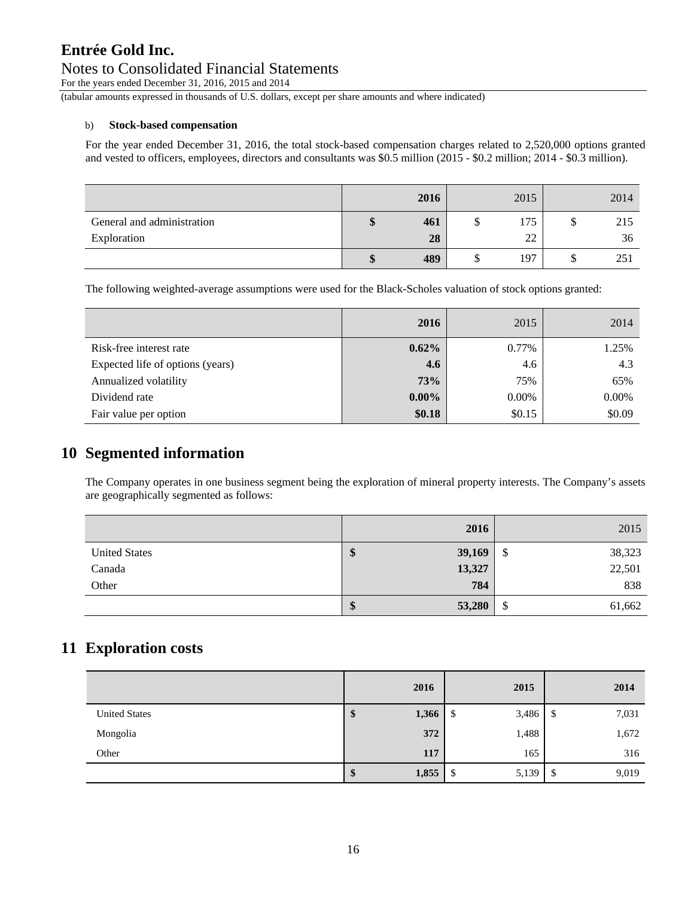b) **Stock-based compensation**

For the year ended December 31, 2016, the total stock-based compensation charges related to 2,520,000 options granted and vested to officers, employees, directors and consultants was $0.5 million (2015 - $0.2 million; 2014 - $0.3 million).

| | **2016** | 2015 | 2014 |
|---|---|---|---|
| General and administration | **$ 461** | $ 175 | $ 215 |
| Exploration | **28** | 22 | 36 |
| | **$ 489** | $ 197 | $ 251 |

The following weighted-average assumptions were used for the Black-Scholes valuation of stock options granted:

| | **2016** | 2015 | 2014 |
|---|---|---|---|
| Risk-free interest rate | **0.62%** | 0.77% | 1.25% |
| Expected life of options (years) | **4.6** | 4.6 | 4.3 |
| Annualized volatility | **73%** | 75% | 65% |
| Dividend rate | **0.00%** | 0.00% | 0.00% |
| Fair value per option | **$0.18** | $0.15 | $0.09 |

# 10 Segmented information

The Company operates in one business segment being the exploration of mineral property interests. The Company's assets are geographically segmented as follows:

| | **2016** | 2015 |
|---|---|---|
| United States | **$ 39,169** | $ 38,323 |
| Canada | **13,327** | 22,501 |
| Other | **784** | 838 |
| | **$ 53,280** | $ 61,662 |

# 11 Exploration costs

| | **2016** | **2015** | **2014** |
|---|---|---|---|
| United States | **$ 1,366** | $ 3,486 | $ 7,031 |
| Mongolia | **372** | 1,488 | 1,672 |
| Other | **117** | 165 | 316 |
| | **$ 1,855** | $ 5,139 | $ 9,019 |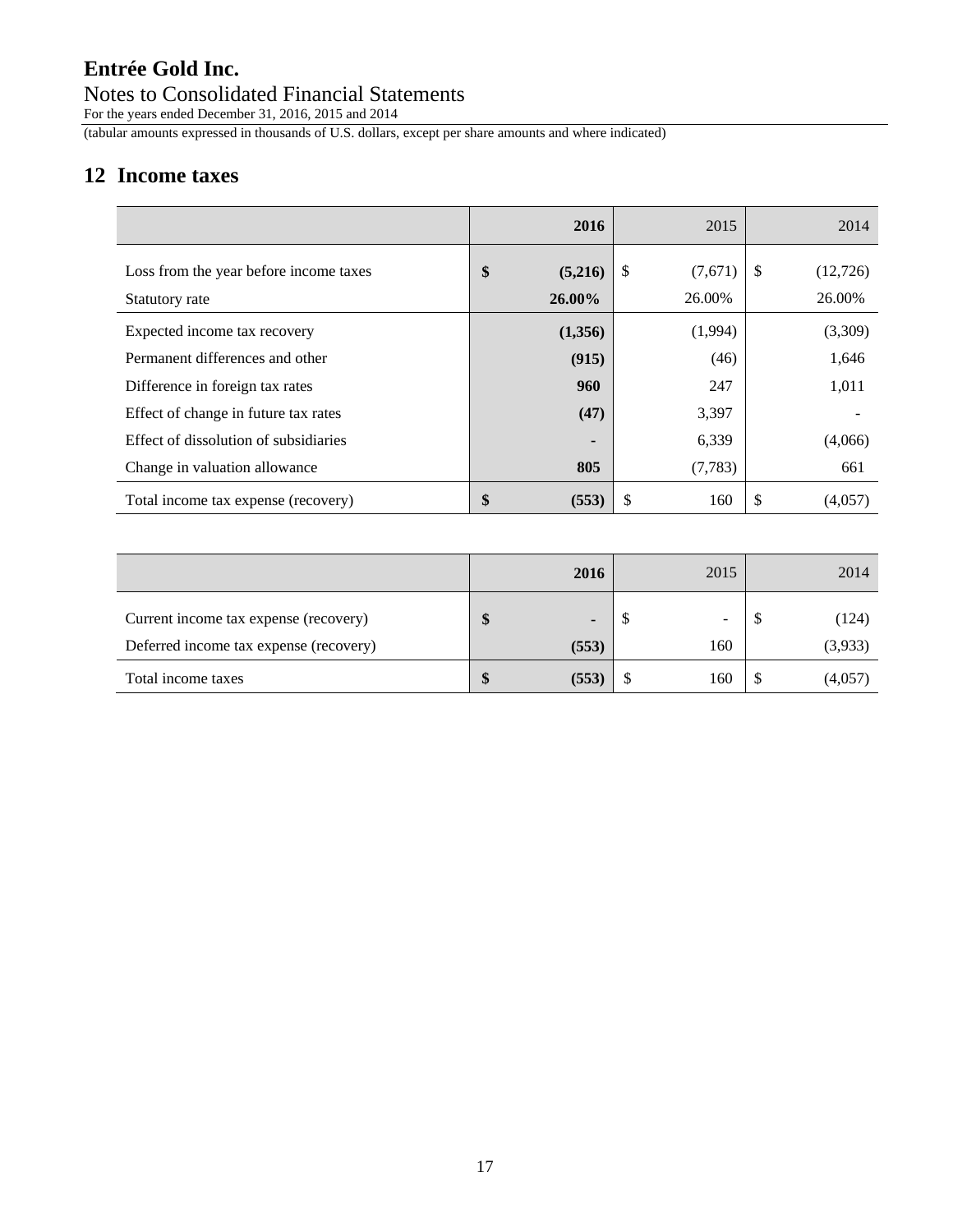# Entrée Gold Inc.

Notes to Consolidated Financial Statements

For the years ended December 31, 2016, 2015 and 2014

(tabular amounts expressed in thousands of U.S. dollars, except per share amounts and where indicated)

## 12 Income taxes

| | **2016** | 2015 | 2014 |
|---|---|---|---|
| Loss from the year before income taxes | **$ (5,216)** | $ (7,671) | $ (12,726) |
| Statutory rate | **26.00%** | 26.00% | 26.00% |
| Expected income tax recovery | **(1,356)** | (1,994) | (3,309) |
| Permanent differences and other | **(915)** | (46) | 1,646 |
| Difference in foreign tax rates | **960** | 247 | 1,011 |
| Effect of change in future tax rates | **(47)** | 3,397 | - |
| Effect of dissolution of subsidiaries | **-** | 6,339 | (4,066) |
| Change in valuation allowance | **805** | (7,783) | 661 |
| Total income tax expense (recovery) | **$ (553)** | $ 160 | $ (4,057) |

| | **2016** | 2015 | 2014 |
|---|---|---|---|
| Current income tax expense (recovery) | **$ -** | $ - | $ (124) |
| Deferred income tax expense (recovery) | **(553)** | 160 | (3,933) |
| Total income taxes | **$ (553)** | $ 160 | $ (4,057) |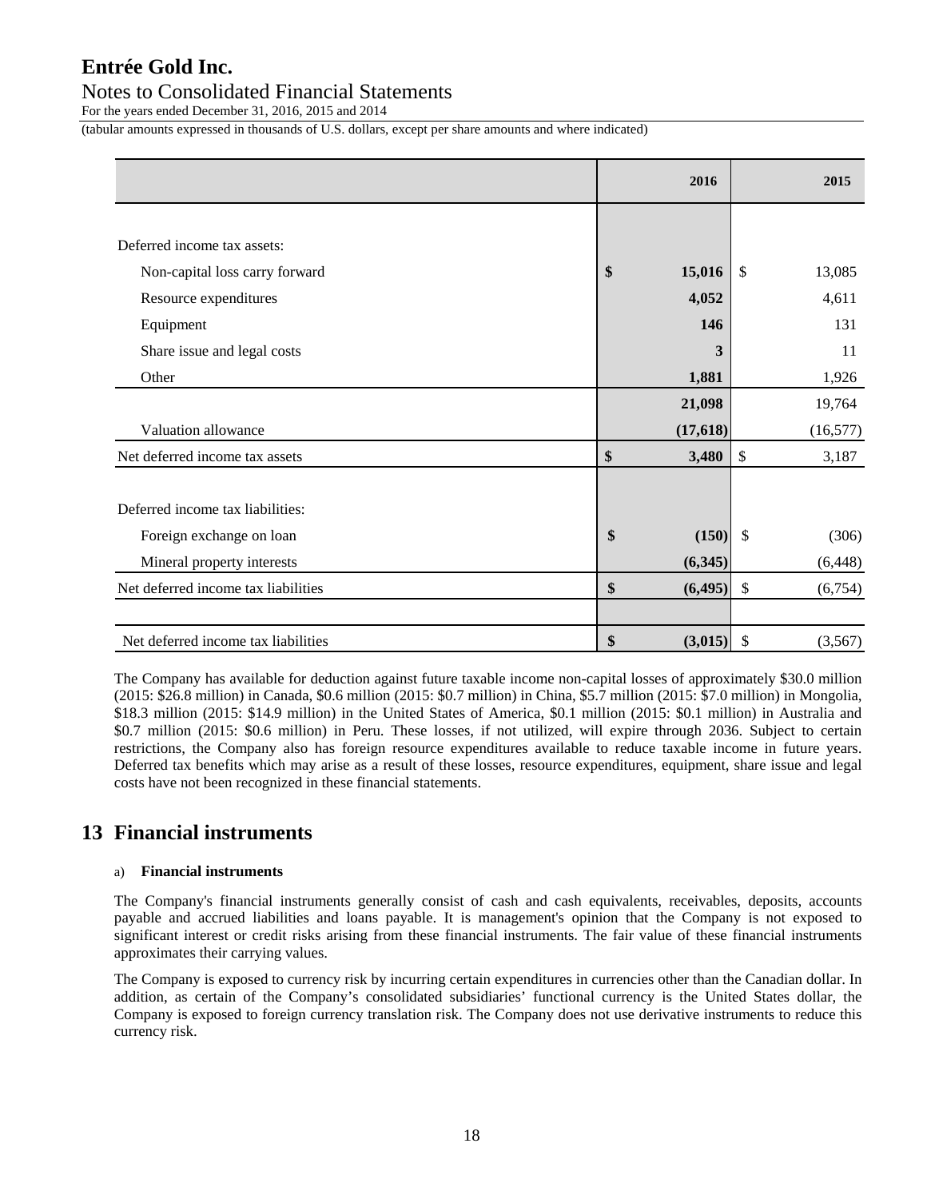| | 2016 | 2015 |
|---|---|---|
| Deferred income tax assets: | | |
| Non-capital loss carry forward | **$ 15,016** | $ 13,085 |
| Resource expenditures | **4,052** | 4,611 |
| Equipment | **146** | 131 |
| Share issue and legal costs | **3** | 11 |
| Other | **1,881** | 1,926 |
| | **21,098** | 19,764 |
| Valuation allowance | **(17,618)** | (16,577) |
| Net deferred income tax assets | **$ 3,480** | $ 3,187 |
| Deferred income tax liabilities: | | |
| Foreign exchange on loan | **$ (150)** | $ (306) |
| Mineral property interests | **(6,345)** | (6,448) |
| Net deferred income tax liabilities | **$ (6,495)** | $ (6,754) |
| Net deferred income tax liabilities | **$ (3,015)** | $ (3,567) |

The Company has available for deduction against future taxable income non-capital losses of approximately $30.0 million (2015: $26.8 million) in Canada, $0.6 million (2015: $0.7 million) in China, $5.7 million (2015: $7.0 million) in Mongolia, $18.3 million (2015: $14.9 million) in the United States of America, $0.1 million (2015: $0.1 million) in Australia and $0.7 million (2015: $0.6 million) in Peru. These losses, if not utilized, will expire through 2036. Subject to certain restrictions, the Company also has foreign resource expenditures available to reduce taxable income in future years. Deferred tax benefits which may arise as a result of these losses, resource expenditures, equipment, share issue and legal costs have not been recognized in these financial statements.

# 13 Financial instruments

a) **Financial instruments**

The Company's financial instruments generally consist of cash and cash equivalents, receivables, deposits, accounts payable and accrued liabilities and loans payable. It is management's opinion that the Company is not exposed to significant interest or credit risks arising from these financial instruments. The fair value of these financial instruments approximates their carrying values.

The Company is exposed to currency risk by incurring certain expenditures in currencies other than the Canadian dollar. In addition, as certain of the Company's consolidated subsidiaries' functional currency is the United States dollar, the Company is exposed to foreign currency translation risk. The Company does not use derivative instruments to reduce this currency risk.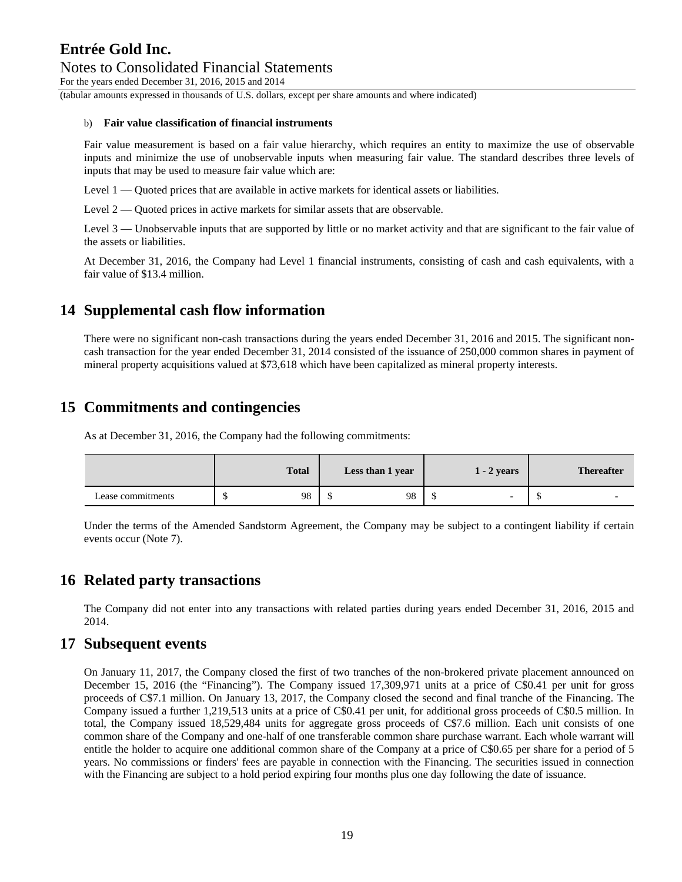b) **Fair value classification of financial instruments**

Fair value measurement is based on a fair value hierarchy, which requires an entity to maximize the use of observable inputs and minimize the use of unobservable inputs when measuring fair value. The standard describes three levels of inputs that may be used to measure fair value which are:

Level 1 — Quoted prices that are available in active markets for identical assets or liabilities.

Level 2 — Quoted prices in active markets for similar assets that are observable.

Level 3 — Unobservable inputs that are supported by little or no market activity and that are significant to the fair value of the assets or liabilities.

At December 31, 2016, the Company had Level 1 financial instruments, consisting of cash and cash equivalents, with a fair value of $13.4 million.

# 14 Supplemental cash flow information

There were no significant non-cash transactions during the years ended December 31, 2016 and 2015. The significant non-cash transaction for the year ended December 31, 2014 consisted of the issuance of 250,000 common shares in payment of mineral property acquisitions valued at $73,618 which have been capitalized as mineral property interests.

# 15 Commitments and contingencies

As at December 31, 2016, the Company had the following commitments:

| | Total | Less than 1 year | 1 - 2 years | Thereafter |
|---|---|---|---|---|
| Lease commitments | $ 98 | $ 98 | $ - | $ - |

Under the terms of the Amended Sandstorm Agreement, the Company may be subject to a contingent liability if certain events occur (Note 7).

# 16 Related party transactions

The Company did not enter into any transactions with related parties during years ended December 31, 2016, 2015 and 2014.

# 17 Subsequent events

On January 11, 2017, the Company closed the first of two tranches of the non-brokered private placement announced on December 15, 2016 (the "Financing"). The Company issued 17,309,971 units at a price of C$0.41 per unit for gross proceeds of C$7.1 million. On January 13, 2017, the Company closed the second and final tranche of the Financing. The Company issued a further 1,219,513 units at a price of C$0.41 per unit, for additional gross proceeds of C$0.5 million. In total, the Company issued 18,529,484 units for aggregate gross proceeds of C$7.6 million. Each unit consists of one common share of the Company and one-half of one transferable common share purchase warrant. Each whole warrant will entitle the holder to acquire one additional common share of the Company at a price of C$0.65 per share for a period of 5 years. No commissions or finders' fees are payable in connection with the Financing. The securities issued in connection with the Financing are subject to a hold period expiring four months plus one day following the date of issuance.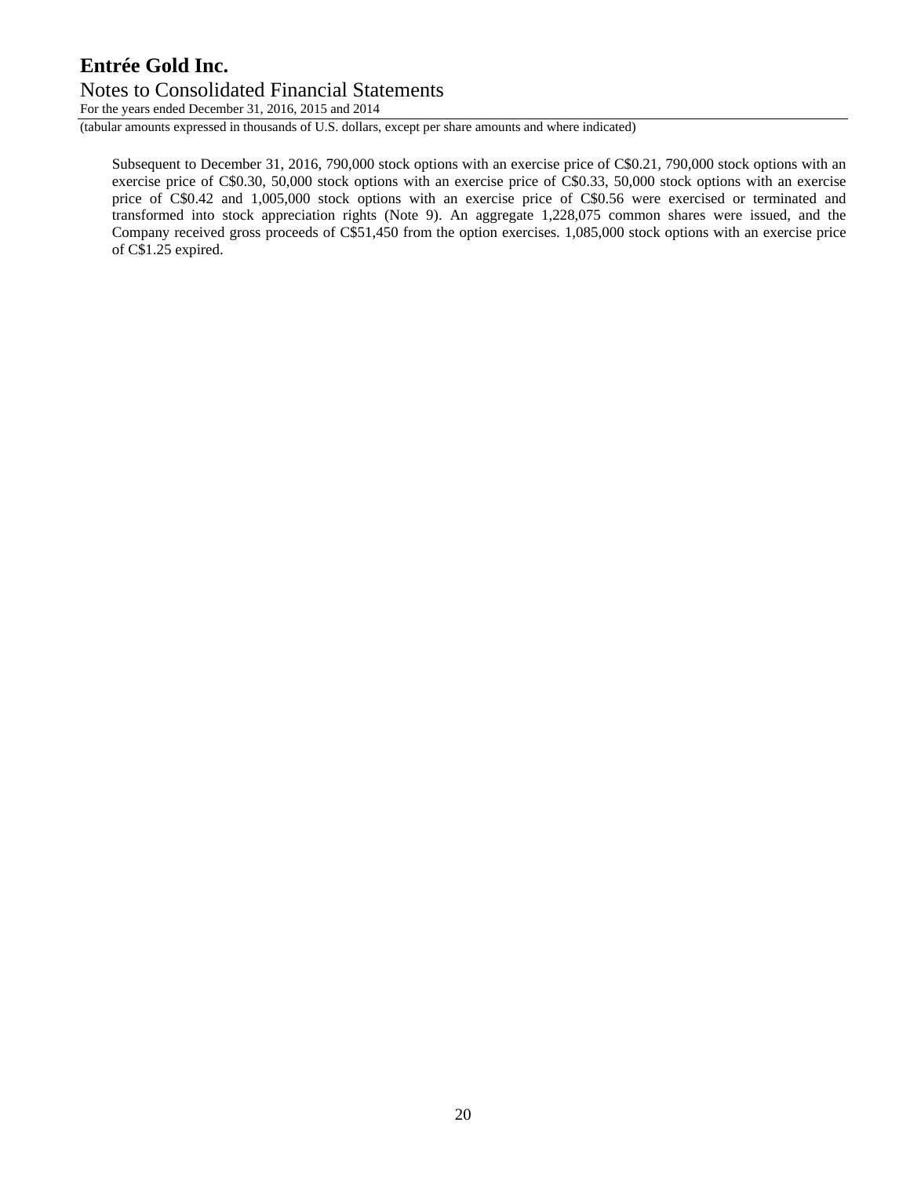Subsequent to December 31, 2016, 790,000 stock options with an exercise price of C$0.21, 790,000 stock options with an exercise price of C$0.30, 50,000 stock options with an exercise price of C$0.33, 50,000 stock options with an exercise price of C$0.42 and 1,005,000 stock options with an exercise price of C$0.56 were exercised or terminated and transformed into stock appreciation rights (Note 9). An aggregate 1,228,075 common shares were issued, and the Company received gross proceeds of C$51,450 from the option exercises. 1,085,000 stock options with an exercise price of C$1.25 expired.